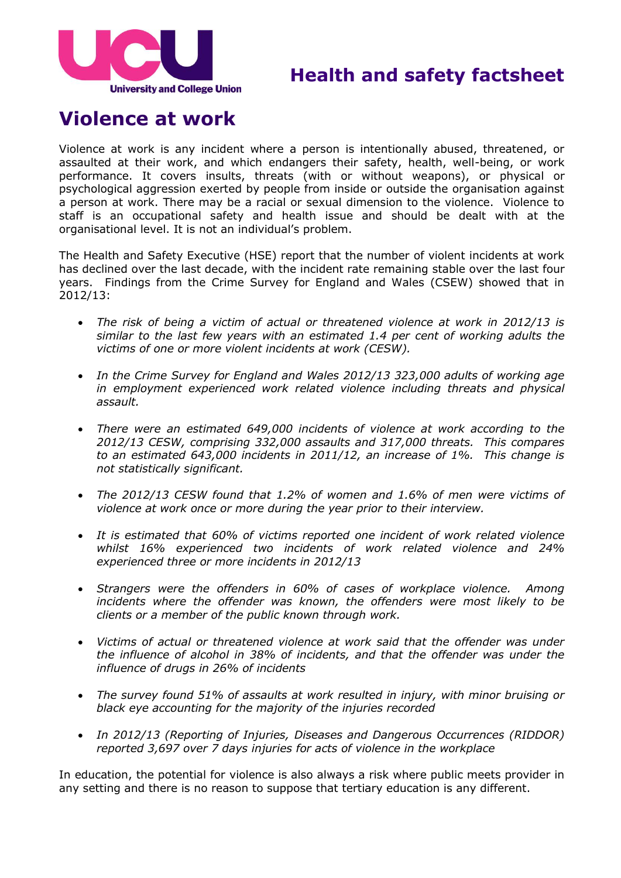Health and safety factsheet

# Violence at work

Violence at work is any incident where a person is intentionally abused, threatened, or assaulted at their work, and which endangers their safety, health, well-being, or work performance. It covers insults, threats (with or without weapons), or physical or psychological aggression exerted by people from inside or outside the organisation against a person at work. There may be a racial or sexual dimension to the violence. Violence to staff is an occupational safety and health issue and should be dealt with at the organisational level. It is not an individual's problem.

The Health and Safety Executive (HSE) report that the number of violent incidents at work has declined over the last decade, with the incident rate remaining stable over the last four years. Findings from the Crime Survey for England and Wales (CSEW) showed that in 2012/13:

- *The risk of being a victim of actual or threatened violence at work in 2012/13 is similar to the last few years with an estimated 1.4 per cent of working adults the victims of one or more violent incidents at work (CESW).*
- *In the Crime Survey for England and Wales 2012/13 323,000 adults of working age in employment experienced work related violence including threats and physical assault.*
- *There were an estimated 649,000 incidents of violence at work according to the 2012/13 CESW, comprising 332,000 assaults and 317,000 threats. This compares to an estimated 643,000 incidents in 2011/12, an increase of 1%. This change is not statistically significant.*
- *The 2012/13 CESW found that 1.2% of women and 1.6% of men were victims of violence at work once or more during the year prior to their interview.*
- *It is estimated that 60% of victims reported one incident of work related violence whilst 16% experienced two incidents of work related violence and 24% experienced three or more incidents in 2012/13*
- *Strangers were the offenders in 60% of cases of workplace violence. Among incidents where the offender was known, the offenders were most likely to be clients or a member of the public known through work.*
- *Victims of actual or threatened violence at work said that the offender was under the influence of alcohol in 38% of incidents, and that the offender was under the influence of drugs in 26% of incidents*
- *The survey found 51% of assaults at work resulted in injury, with minor bruising or black eye accounting for the majority of the injuries recorded*
- *In 2012/13 (Reporting of Injuries, Diseases and Dangerous Occurrences (RIDDOR) reported 3,697 over 7 days injuries for acts of violence in the workplace*

In education, the potential for violence is also always a risk where public meets provider in any setting and there is no reason to suppose that tertiary education is any different.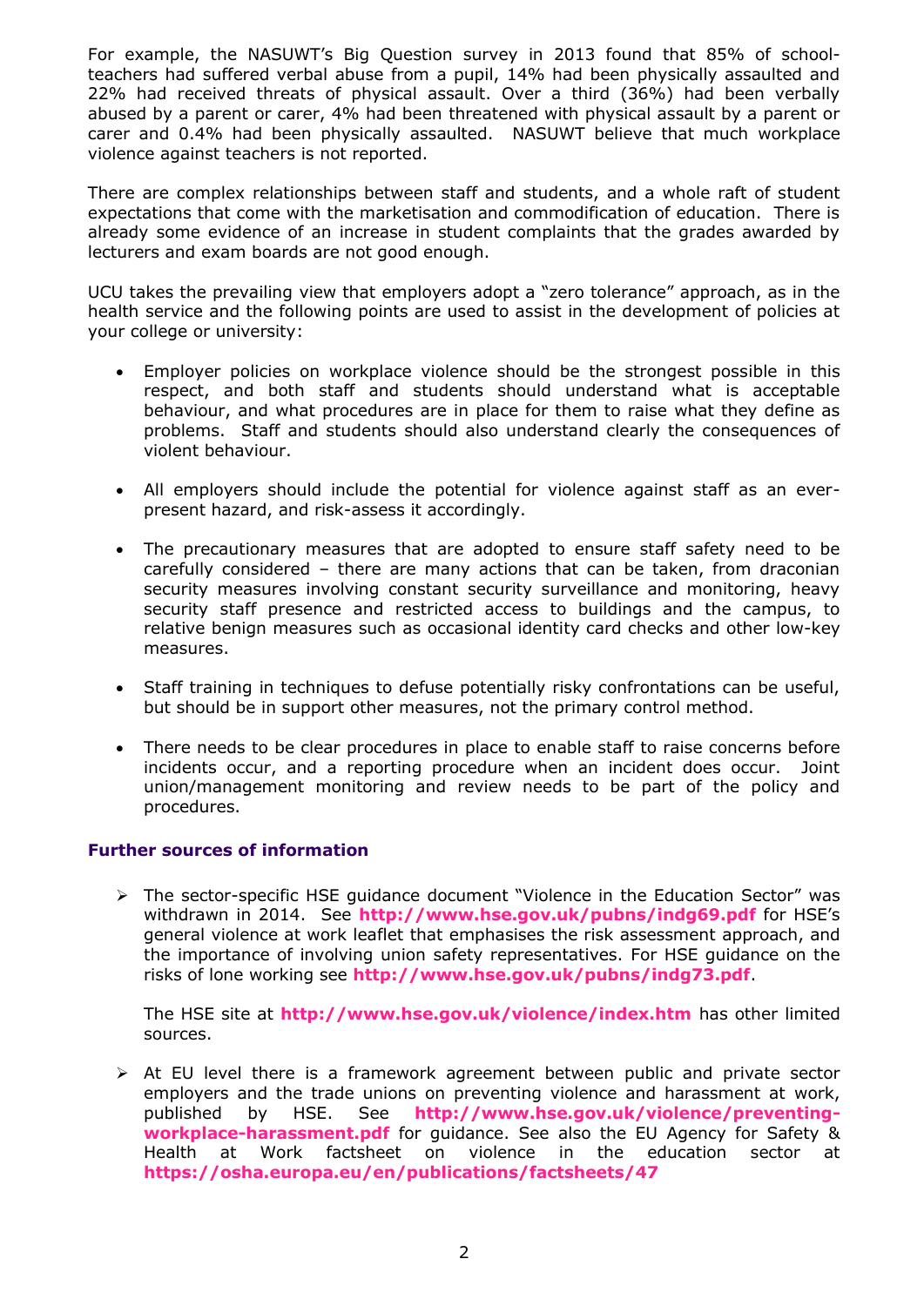For example, the NASUWT's Big Question survey in 2013 found that 85% of school-teachers had suffered verbal abuse from a pupil, 14% had been physically assaulted and 22% had received threats of physical assault. Over a third (36%) had been verbally abused by a parent or carer, 4% had been threatened with physical assault by a parent or carer and 0.4% had been physically assaulted. NASUWT believe that much workplace violence against teachers is not reported.

There are complex relationships between staff and students, and a whole raft of student expectations that come with the marketisation and commodification of education. There is already some evidence of an increase in student complaints that the grades awarded by lecturers and exam boards are not good enough.

UCU takes the prevailing view that employers adopt a "zero tolerance" approach, as in the health service and the following points are used to assist in the development of policies at your college or university:

- Employer policies on workplace violence should be the strongest possible in this respect, and both staff and students should understand what is acceptable behaviour, and what procedures are in place for them to raise what they define as problems. Staff and students should also understand clearly the consequences of violent behaviour.

- All employers should include the potential for violence against staff as an ever-present hazard, and risk-assess it accordingly.

- The precautionary measures that are adopted to ensure staff safety need to be carefully considered – there are many actions that can be taken, from draconian security measures involving constant security surveillance and monitoring, heavy security staff presence and restricted access to buildings and the campus, to relative benign measures such as occasional identity card checks and other low-key measures.

- Staff training in techniques to defuse potentially risky confrontations can be useful, but should be in support other measures, not the primary control method.

- There needs to be clear procedures in place to enable staff to raise concerns before incidents occur, and a reporting procedure when an incident does occur. Joint union/management monitoring and review needs to be part of the policy and procedures.

### Further sources of information

- The sector-specific HSE guidance document "Violence in the Education Sector" was withdrawn in 2014. See **http://www.hse.gov.uk/pubns/indg69.pdf** for HSE's general violence at work leaflet that emphasises the risk assessment approach, and the importance of involving union safety representatives. For HSE guidance on the risks of lone working see **http://www.hse.gov.uk/pubns/indg73.pdf**.

  The HSE site at **http://www.hse.gov.uk/violence/index.htm** has other limited sources.

- At EU level there is a framework agreement between public and private sector employers and the trade unions on preventing violence and harassment at work, published by HSE. See **http://www.hse.gov.uk/violence/preventing-workplace-harassment.pdf** for guidance. See also the EU Agency for Safety & Health at Work factsheet on violence in the education sector at **https://osha.europa.eu/en/publications/factsheets/47**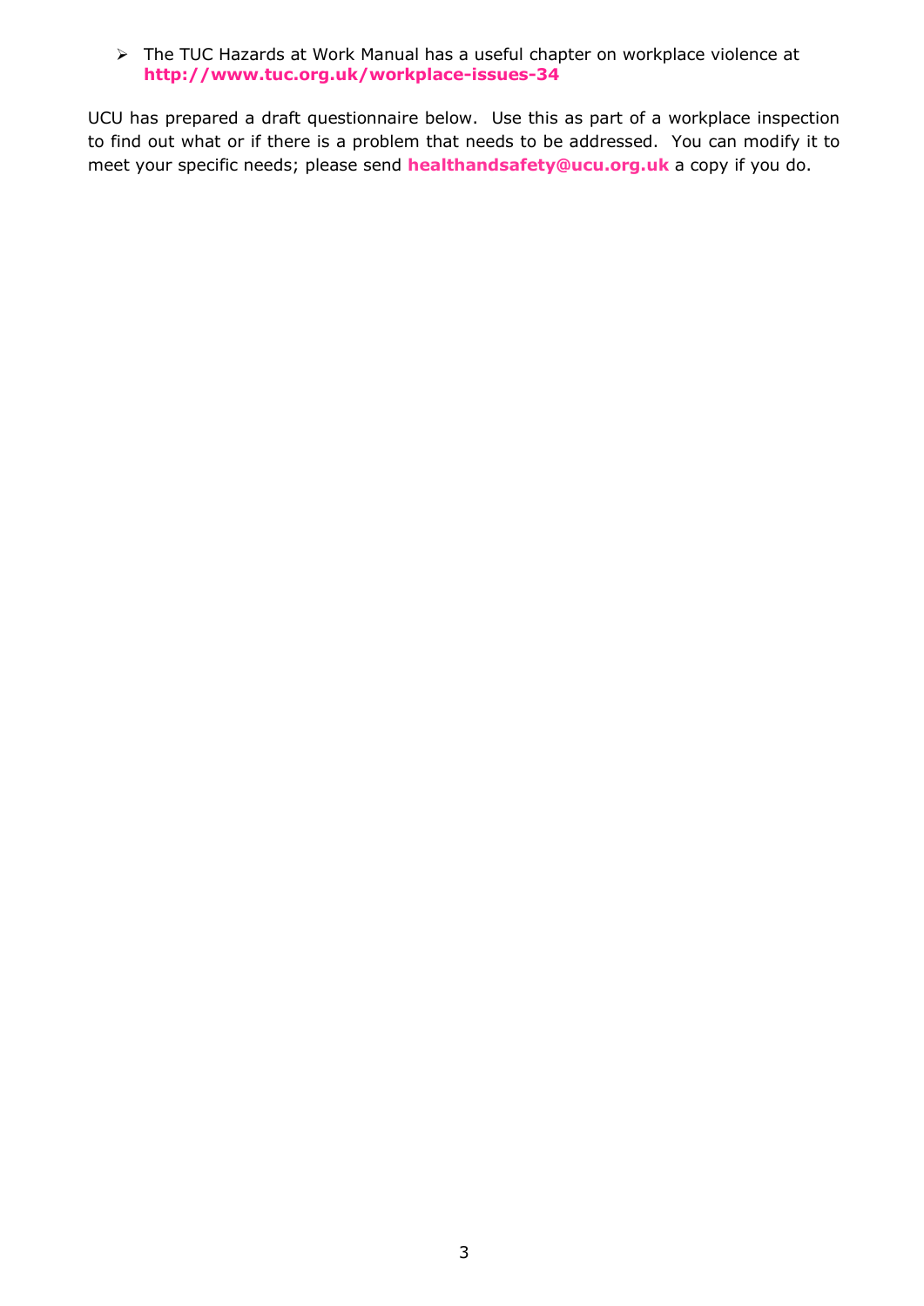- The TUC Hazards at Work Manual has a useful chapter on workplace violence at **http://www.tuc.org.uk/workplace-issues-34**

UCU has prepared a draft questionnaire below. Use this as part of a workplace inspection to find out what or if there is a problem that needs to be addressed. You can modify it to meet your specific needs; please send **healthandsafety@ucu.org.uk** a copy if you do.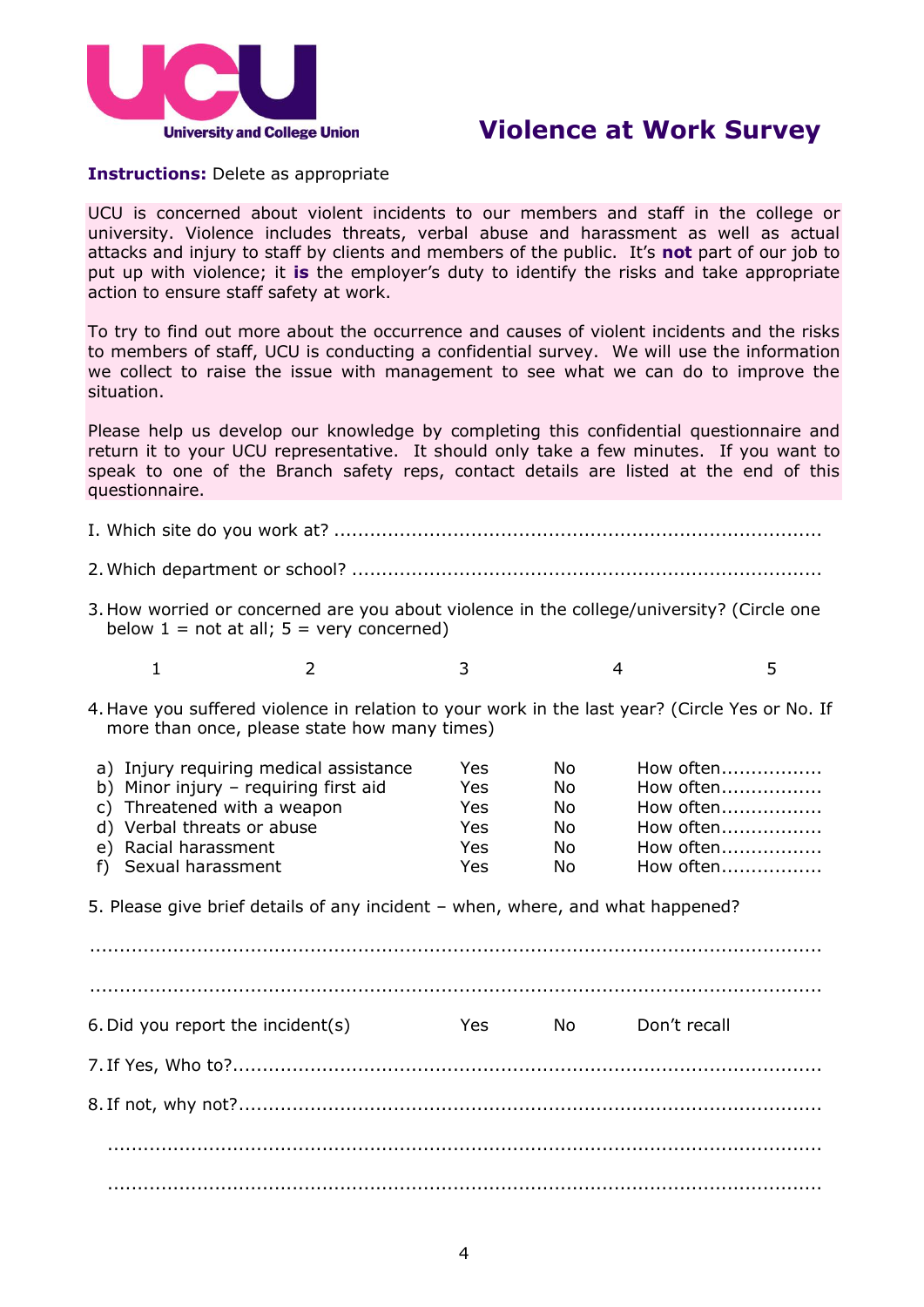UCU

University and College Union

# Violence at Work Survey

**Instructions:** Delete as appropriate

UCU is concerned about violent incidents to our members and staff in the college or university. Violence includes threats, verbal abuse and harassment as well as actual attacks and injury to staff by clients and members of the public. It's **not** part of our job to put up with violence; it **is** the employer's duty to identify the risks and take appropriate action to ensure staff safety at work.

To try to find out more about the occurrence and causes of violent incidents and the risks to members of staff, UCU is conducting a confidential survey. We will use the information we collect to raise the issue with management to see what we can do to improve the situation.

Please help us develop our knowledge by completing this confidential questionnaire and return it to your UCU representative. It should only take a few minutes. If you want to speak to one of the Branch safety reps, contact details are listed at the end of this questionnaire.

I. Which site do you work at? ................................................................................

2. Which department or school? ............................................................................

3. How worried or concerned are you about violence in the college/university? (Circle one below 1 = not at all; 5 = very concerned)

| 1 | 2 | 3 | 4 | 5 |
|---|---|---|---|---|

4. Have you suffered violence in relation to your work in the last year? (Circle Yes or No. If more than once, please state how many times)

| | | | |
|---|---|---|---|
| a) Injury requiring medical assistance | Yes | No | How often................. |
| b) Minor injury – requiring first aid | Yes | No | How often................. |
| c) Threatened with a weapon | Yes | No | How often................. |
| d) Verbal threats or abuse | Yes | No | How often................. |
| e) Racial harassment | Yes | No | How often................. |
| f) Sexual harassment | Yes | No | How often................. |

5. Please give brief details of any incident – when, where, and what happened?

..........................................................................................................................

..........................................................................................................................

| 6. Did you report the incident(s) | Yes | No | Don't recall |
|---|---|---|---|

7. If Yes, Who to?...................................................................................................

8. If not, why not?...................................................................................................

..........................................................................................................................

..........................................................................................................................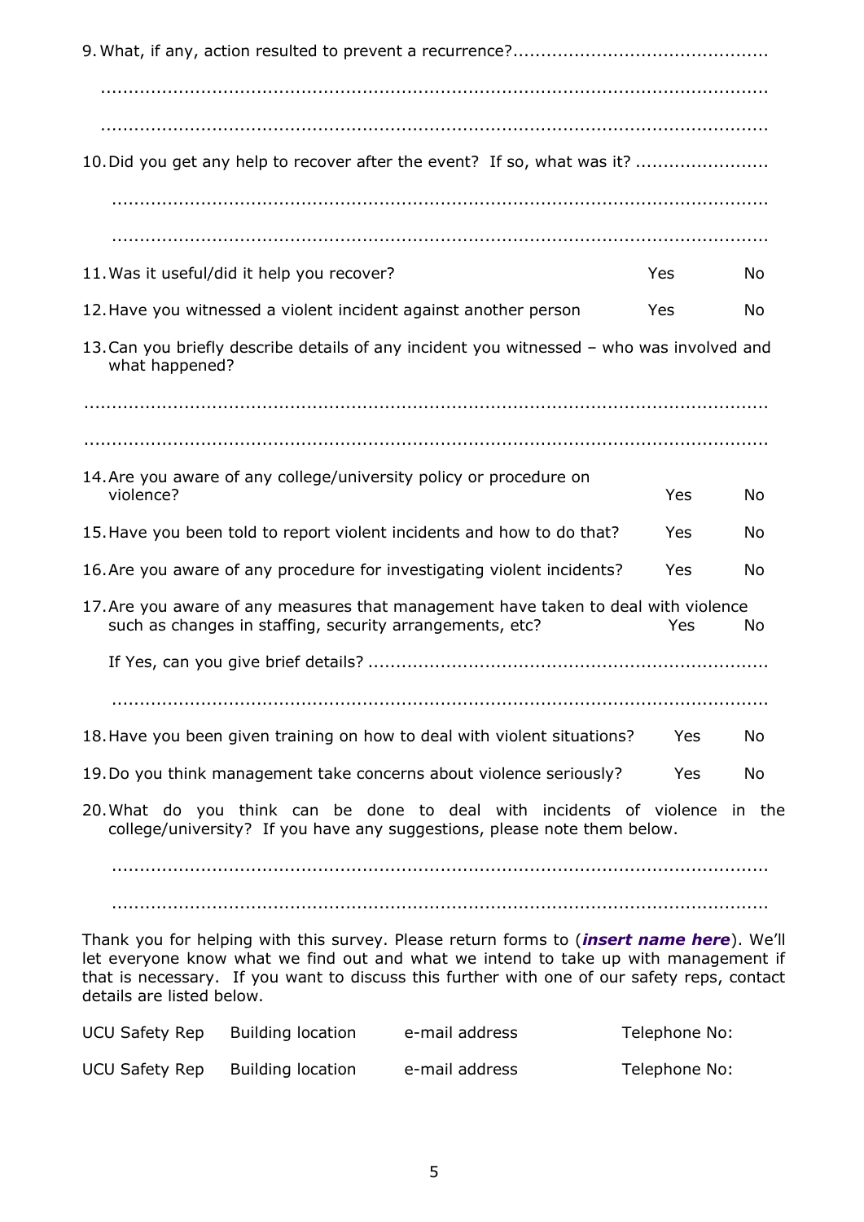9. What, if any, action resulted to prevent a recurrence?............................................

.......................................................................................................................

.......................................................................................................................

10. Did you get any help to recover after the event? If so, what was it? .......................

.......................................................................................................................

.......................................................................................................................

11. Was it useful/did it help you recover? Yes No

12. Have you witnessed a violent incident against another person Yes No

13. Can you briefly describe details of any incident you witnessed – who was involved and what happened?

.......................................................................................................................

.......................................................................................................................

14. Are you aware of any college/university policy or procedure on violence? Yes No

15. Have you been told to report violent incidents and how to do that? Yes No

16. Are you aware of any procedure for investigating violent incidents? Yes No

17. Are you aware of any measures that management have taken to deal with violence such as changes in staffing, security arrangements, etc? Yes No

If Yes, can you give brief details? .......................................................................

.......................................................................................................................

18. Have you been given training on how to deal with violent situations? Yes No

19. Do you think management take concerns about violence seriously? Yes No

20. What do you think can be done to deal with incidents of violence in the college/university? If you have any suggestions, please note them below.

.......................................................................................................................

.......................................................................................................................

Thank you for helping with this survey. Please return forms to (***insert name here***). We'll let everyone know what we find out and what we intend to take up with management if that is necessary. If you want to discuss this further with one of our safety reps, contact details are listed below.

| | | | |
|---|---|---|---|
| UCU Safety Rep | Building location | e-mail address | Telephone No: |
| UCU Safety Rep | Building location | e-mail address | Telephone No: |